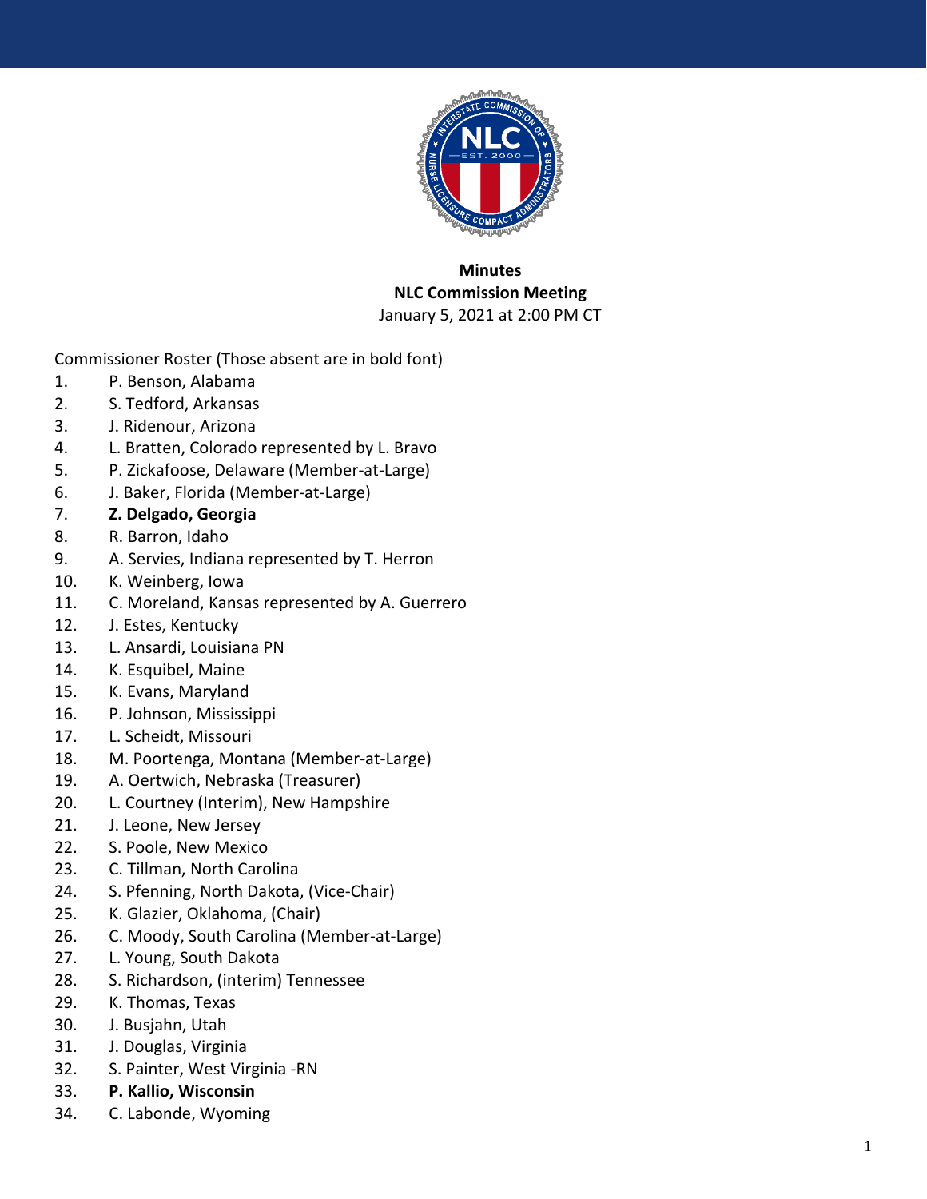**Minutes**
**NLC Commission Meeting**
January 5, 2021 at 2:00 PM CT

Commissioner Roster (Those absent are in bold font)

1. P. Benson, Alabama
2. S. Tedford, Arkansas
3. J. Ridenour, Arizona
4. L. Bratten, Colorado represented by L. Bravo
5. P. Zickafoose, Delaware (Member-at-Large)
6. J. Baker, Florida (Member-at-Large)
7. **Z. Delgado, Georgia**
8. R. Barron, Idaho
9. A. Servies, Indiana represented by T. Herron
10. K. Weinberg, Iowa
11. C. Moreland, Kansas represented by A. Guerrero
12. J. Estes, Kentucky
13. L. Ansardi, Louisiana PN
14. K. Esquibel, Maine
15. K. Evans, Maryland
16. P. Johnson, Mississippi
17. L. Scheidt, Missouri
18. M. Poortenga, Montana (Member-at-Large)
19. A. Oertwich, Nebraska (Treasurer)
20. L. Courtney (Interim), New Hampshire
21. J. Leone, New Jersey
22. S. Poole, New Mexico
23. C. Tillman, North Carolina
24. S. Pfenning, North Dakota, (Vice-Chair)
25. K. Glazier, Oklahoma, (Chair)
26. C. Moody, South Carolina (Member-at-Large)
27. L. Young, South Dakota
28. S. Richardson, (interim) Tennessee
29. K. Thomas, Texas
30. J. Busjahn, Utah
31. J. Douglas, Virginia
32. S. Painter, West Virginia -RN
33. **P. Kallio, Wisconsin**
34. C. Labonde, Wyoming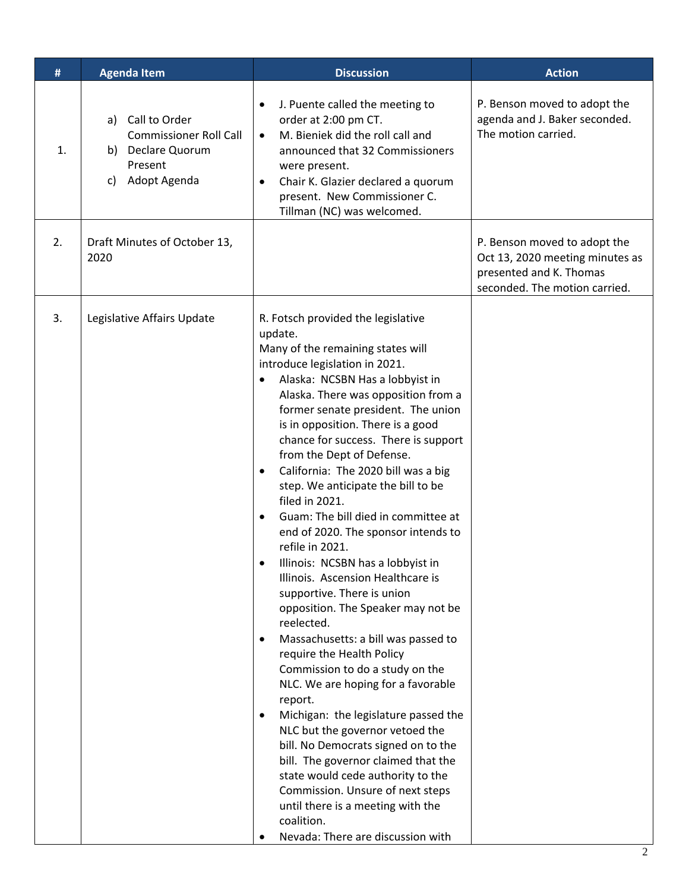| # | Agenda Item | Discussion | Action |
|---|---|---|---|
| 1. | a) Call to Order Commissioner Roll Call<br>b) Declare Quorum Present<br>c) Adopt Agenda | • J. Puente called the meeting to order at 2:00 pm CT.<br>• M. Bieniek did the roll call and announced that 32 Commissioners were present.<br>• Chair K. Glazier declared a quorum present. New Commissioner C. Tillman (NC) was welcomed. | P. Benson moved to adopt the agenda and J. Baker seconded. The motion carried. |
| 2. | Draft Minutes of October 13, 2020 | | P. Benson moved to adopt the Oct 13, 2020 meeting minutes as presented and K. Thomas seconded. The motion carried. |
| 3. | Legislative Affairs Update | R. Fotsch provided the legislative update.<br>Many of the remaining states will introduce legislation in 2021.<br>• Alaska: NCSBN Has a lobbyist in Alaska. There was opposition from a former senate president. The union is in opposition. There is a good chance for success. There is support from the Dept of Defense.<br>• California: The 2020 bill was a big step. We anticipate the bill to be filed in 2021.<br>• Guam: The bill died in committee at end of 2020. The sponsor intends to refile in 2021.<br>• Illinois: NCSBN has a lobbyist in Illinois. Ascension Healthcare is supportive. There is union opposition. The Speaker may not be reelected.<br>• Massachusetts: a bill was passed to require the Health Policy Commission to do a study on the NLC. We are hoping for a favorable report.<br>• Michigan: the legislature passed the NLC but the governor vetoed the bill. No Democrats signed on to the bill. The governor claimed that the state would cede authority to the Commission. Unsure of next steps until there is a meeting with the coalition.<br>• Nevada: There are discussion with | |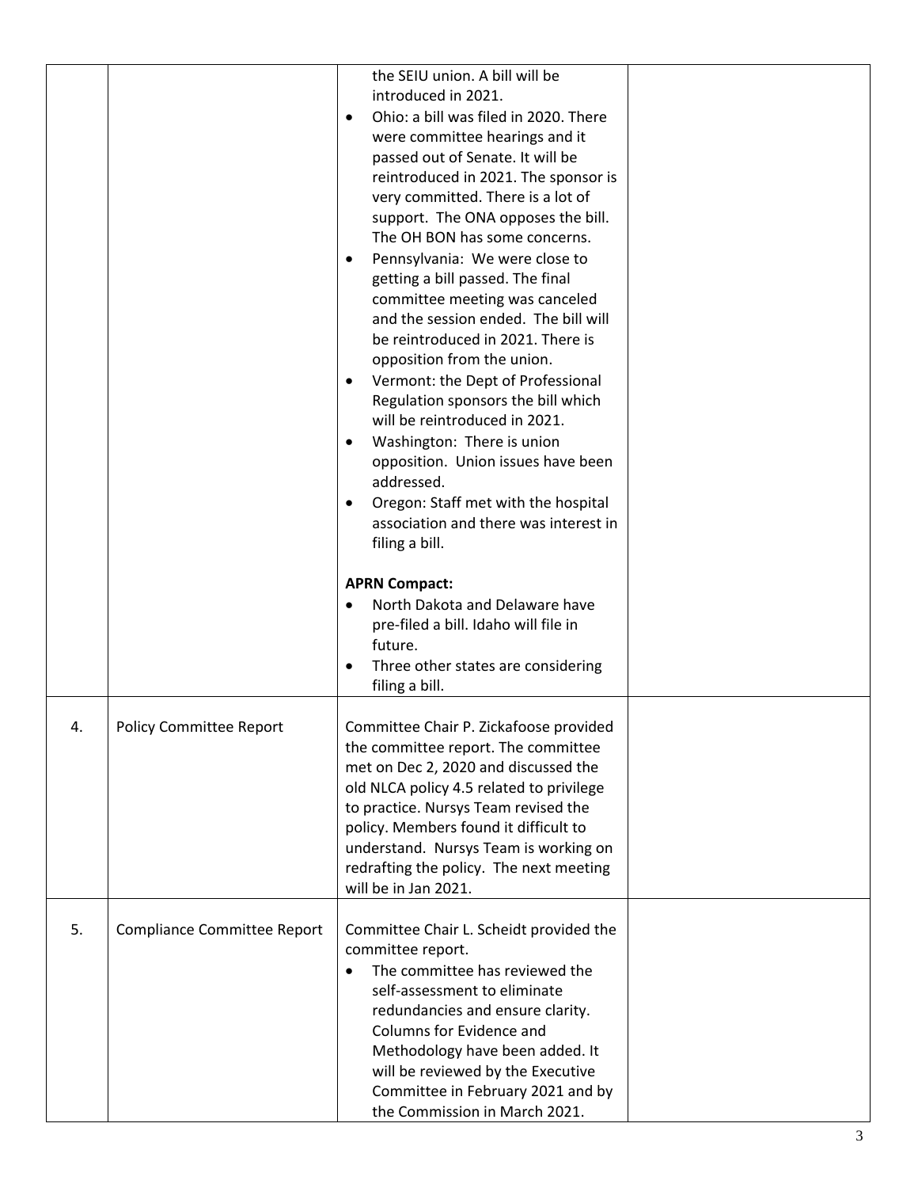| | | | |
|---|---|---|---|
| | | the SEIU union. A bill will be introduced in 2021.<br>• Ohio: a bill was filed in 2020. There were committee hearings and it passed out of Senate. It will be reintroduced in 2021. The sponsor is very committed. There is a lot of support. The ONA opposes the bill. The OH BON has some concerns.<br>• Pennsylvania: We were close to getting a bill passed. The final committee meeting was canceled and the session ended. The bill will be reintroduced in 2021. There is opposition from the union.<br>• Vermont: the Dept of Professional Regulation sponsors the bill which will be reintroduced in 2021.<br>• Washington: There is union opposition. Union issues have been addressed.<br>• Oregon: Staff met with the hospital association and there was interest in filing a bill.<br><br>**APRN Compact:**<br>• North Dakota and Delaware have pre-filed a bill. Idaho will file in future.<br>• Three other states are considering filing a bill. | |
| 4. | Policy Committee Report | Committee Chair P. Zickafoose provided the committee report. The committee met on Dec 2, 2020 and discussed the old NLCA policy 4.5 related to privilege to practice. Nursys Team revised the policy. Members found it difficult to understand. Nursys Team is working on redrafting the policy. The next meeting will be in Jan 2021. | |
| 5. | Compliance Committee Report | Committee Chair L. Scheidt provided the committee report.<br>• The committee has reviewed the self-assessment to eliminate redundancies and ensure clarity. Columns for Evidence and Methodology have been added. It will be reviewed by the Executive Committee in February 2021 and by the Commission in March 2021. | |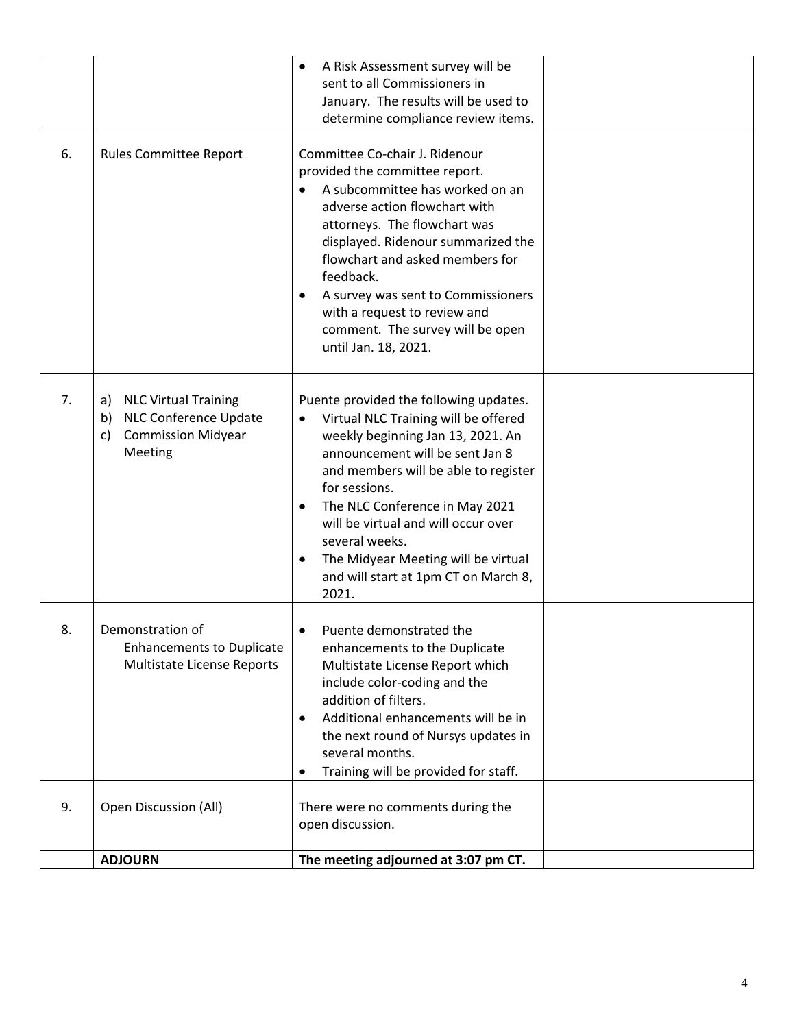| | | | |
|---|---|---|---|
| | | • A Risk Assessment survey will be sent to all Commissioners in January. The results will be used to determine compliance review items. | |
| 6. | Rules Committee Report | Committee Co-chair J. Ridenour provided the committee report.<br>• A subcommittee has worked on an adverse action flowchart with attorneys. The flowchart was displayed. Ridenour summarized the flowchart and asked members for feedback.<br>• A survey was sent to Commissioners with a request to review and comment. The survey will be open until Jan. 18, 2021. | |
| 7. | a) NLC Virtual Training<br>b) NLC Conference Update<br>c) Commission Midyear Meeting | Puente provided the following updates.<br>• Virtual NLC Training will be offered weekly beginning Jan 13, 2021. An announcement will be sent Jan 8 and members will be able to register for sessions.<br>• The NLC Conference in May 2021 will be virtual and will occur over several weeks.<br>• The Midyear Meeting will be virtual and will start at 1pm CT on March 8, 2021. | |
| 8. | Demonstration of Enhancements to Duplicate Multistate License Reports | • Puente demonstrated the enhancements to the Duplicate Multistate License Report which include color-coding and the addition of filters.<br>• Additional enhancements will be in the next round of Nursys updates in several months.<br>• Training will be provided for staff. | |
| 9. | Open Discussion (All) | There were no comments during the open discussion. | |
| | **ADJOURN** | **The meeting adjourned at 3:07 pm CT.** | |